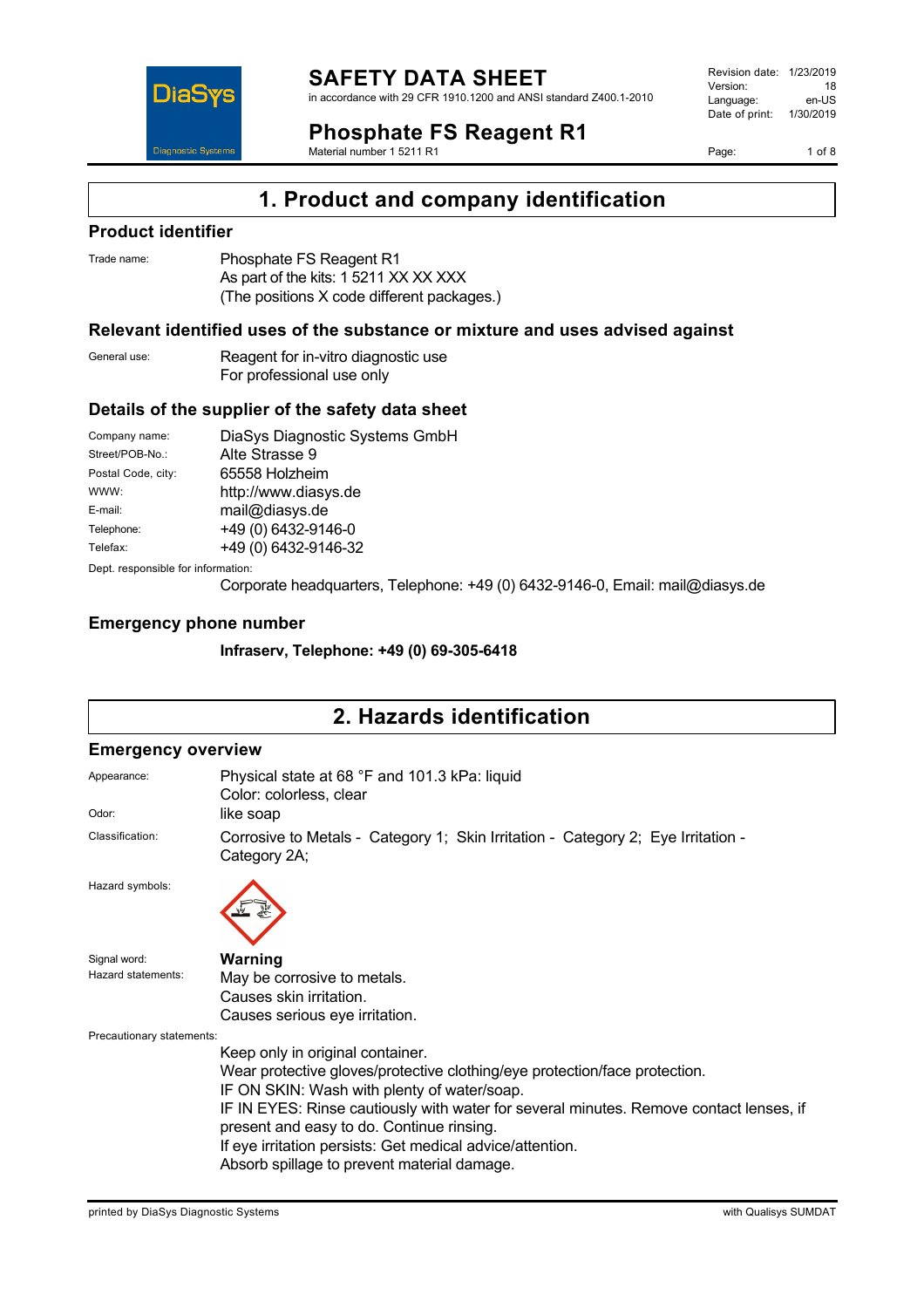# SAFETY DATA SHEET

in accordance with 29 CFR 1910.1200 and ANSI standard Z400.1-2010

Revision date: 1/23/2019
Version: 18
Language: en-US
Date of print: 1/30/2019

## Phosphate FS Reagent R1

Material number 1 5211 R1

## 1. Product and company identification

### Product identifier

Trade name: Phosphate FS Reagent R1
As part of the kits: 1 5211 XX XX XXX
(The positions X code different packages.)

### Relevant identified uses of the substance or mixture and uses advised against

General use: Reagent for in-vitro diagnostic use
For professional use only

### Details of the supplier of the safety data sheet

| | |
|---|---|
| Company name: | DiaSys Diagnostic Systems GmbH |
| Street/POB-No.: | Alte Strasse 9 |
| Postal Code, city: | 65558 Holzheim |
| WWW: | http://www.diasys.de |
| E-mail: | mail@diasys.de |
| Telephone: | +49 (0) 6432-9146-0 |
| Telefax: | +49 (0) 6432-9146-32 |

Dept. responsible for information:
Corporate headquarters, Telephone: +49 (0) 6432-9146-0, Email: mail@diasys.de

### Emergency phone number

**Infraserv, Telephone: +49 (0) 69-305-6418**

## 2. Hazards identification

### Emergency overview

Appearance: Physical state at 68 °F and 101.3 kPa: liquid
Color: colorless, clear

Odor: like soap

Classification: Corrosive to Metals - Category 1; Skin Irritation - Category 2; Eye Irritation - Category 2A;

Hazard symbols:

Signal word: **Warning**

Hazard statements:
May be corrosive to metals.
Causes skin irritation.
Causes serious eye irritation.

Precautionary statements:
Keep only in original container.
Wear protective gloves/protective clothing/eye protection/face protection.
IF ON SKIN: Wash with plenty of water/soap.
IF IN EYES: Rinse cautiously with water for several minutes. Remove contact lenses, if present and easy to do. Continue rinsing.
If eye irritation persists: Get medical advice/attention.
Absorb spillage to prevent material damage.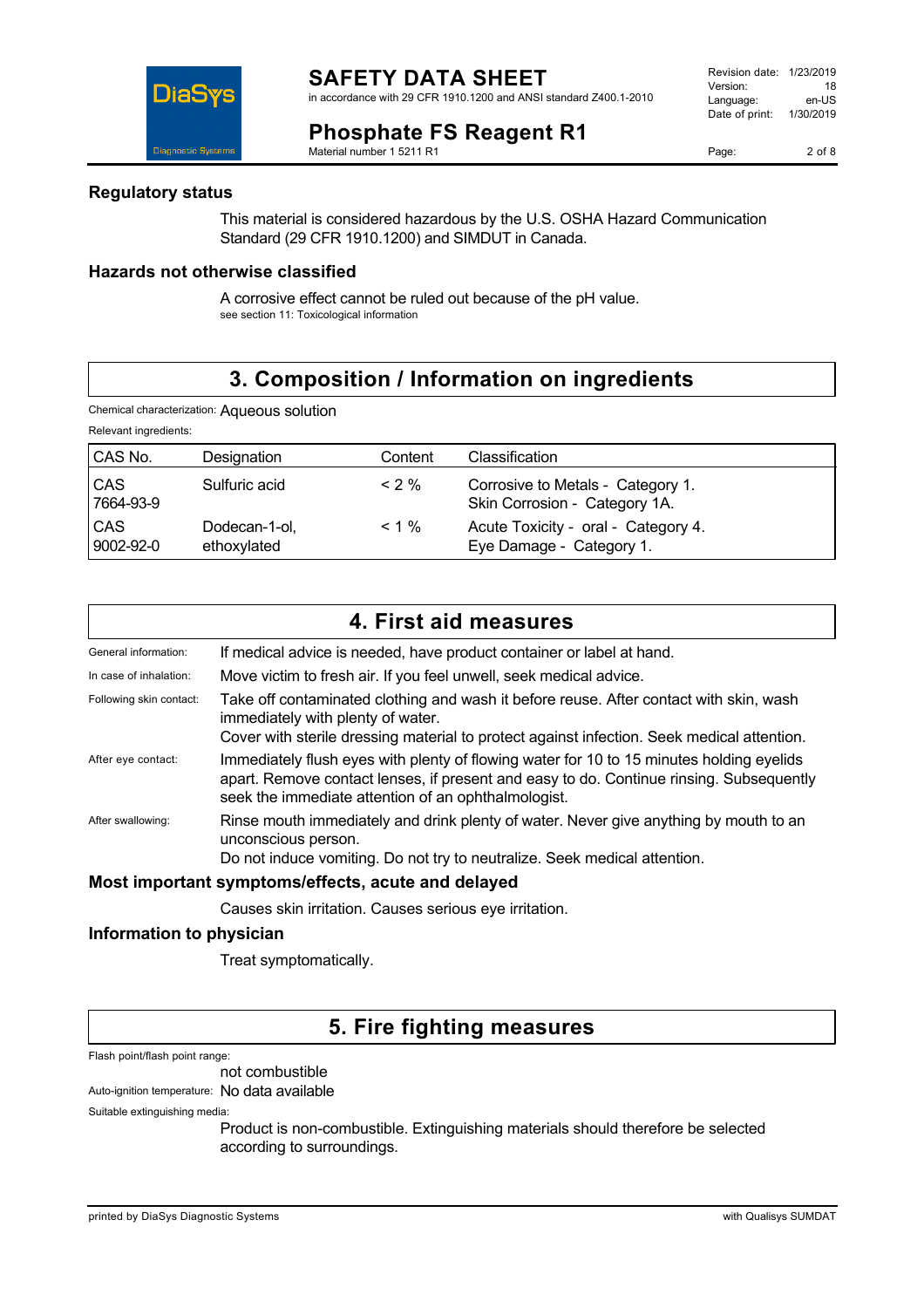## Regulatory status

This material is considered hazardous by the U.S. OSHA Hazard Communication Standard (29 CFR 1910.1200) and SIMDUT in Canada.

## Hazards not otherwise classified

A corrosive effect cannot be ruled out because of the pH value.
see section 11: Toxicological information

# 3. Composition / Information on ingredients

Chemical characterization: Aqueous solution

Relevant ingredients:

| CAS No. | Designation | Content | Classification |
|---|---|---|---|
| CAS 7664-93-9 | Sulfuric acid | < 2 % | Corrosive to Metals - Category 1. Skin Corrosion - Category 1A. |
| CAS 9002-92-0 | Dodecan-1-ol, ethoxylated | < 1 % | Acute Toxicity - oral - Category 4. Eye Damage - Category 1. |

# 4. First aid measures

General information: If medical advice is needed, have product container or label at hand.

In case of inhalation: Move victim to fresh air. If you feel unwell, seek medical advice.

Following skin contact: Take off contaminated clothing and wash it before reuse. After contact with skin, wash immediately with plenty of water.
Cover with sterile dressing material to protect against infection. Seek medical attention.

After eye contact: Immediately flush eyes with plenty of flowing water for 10 to 15 minutes holding eyelids apart. Remove contact lenses, if present and easy to do. Continue rinsing. Subsequently seek the immediate attention of an ophthalmologist.

After swallowing: Rinse mouth immediately and drink plenty of water. Never give anything by mouth to an unconscious person.
Do not induce vomiting. Do not try to neutralize. Seek medical attention.

## Most important symptoms/effects, acute and delayed

Causes skin irritation. Causes serious eye irritation.

## Information to physician

Treat symptomatically.

# 5. Fire fighting measures

Flash point/flash point range:
not combustible

Auto-ignition temperature: No data available

Suitable extinguishing media:
Product is non-combustible. Extinguishing materials should therefore be selected according to surroundings.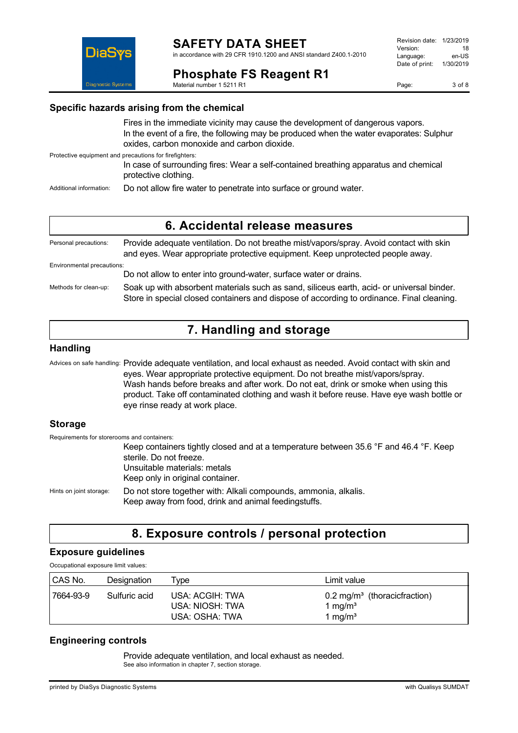### Specific hazards arising from the chemical

Fires in the immediate vicinity may cause the development of dangerous vapors.
In the event of a fire, the following may be produced when the water evaporates: Sulphur oxides, carbon monoxide and carbon dioxide.

Protective equipment and precautions for firefighters:

In case of surrounding fires: Wear a self-contained breathing apparatus and chemical protective clothing.

Additional information: Do not allow fire water to penetrate into surface or ground water.

## 6. Accidental release measures

Personal precautions: Provide adequate ventilation. Do not breathe mist/vapors/spray. Avoid contact with skin and eyes. Wear appropriate protective equipment. Keep unprotected people away.

Environmental precautions:

Do not allow to enter into ground-water, surface water or drains.

Methods for clean-up: Soak up with absorbent materials such as sand, siliceous earth, acid- or universal binder. Store in special closed containers and dispose of according to ordinance. Final cleaning.

## 7. Handling and storage

### Handling

Advices on safe handling: Provide adequate ventilation, and local exhaust as needed. Avoid contact with skin and eyes. Wear appropriate protective equipment. Do not breathe mist/vapors/spray.
Wash hands before breaks and after work. Do not eat, drink or smoke when using this product. Take off contaminated clothing and wash it before reuse. Have eye wash bottle or eye rinse ready at work place.

### Storage

Requirements for storerooms and containers:

Keep containers tightly closed and at a temperature between 35.6 °F and 46.4 °F. Keep sterile. Do not freeze.
Unsuitable materials: metals
Keep only in original container.

Hints on joint storage: Do not store together with: Alkali compounds, ammonia, alkalis.
Keep away from food, drink and animal feedingstuffs.

## 8. Exposure controls / personal protection

### Exposure guidelines

Occupational exposure limit values:

| CAS No. | Designation | Type | Limit value |
|---|---|---|---|
| 7664-93-9 | Sulfuric acid | USA: ACGIH: TWA<br>USA: NIOSH: TWA<br>USA: OSHA: TWA | 0.2 mg/m³ (thoracicfraction)<br>1 mg/m³<br>1 mg/m³ |

### Engineering controls

Provide adequate ventilation, and local exhaust as needed.
See also information in chapter 7, section storage.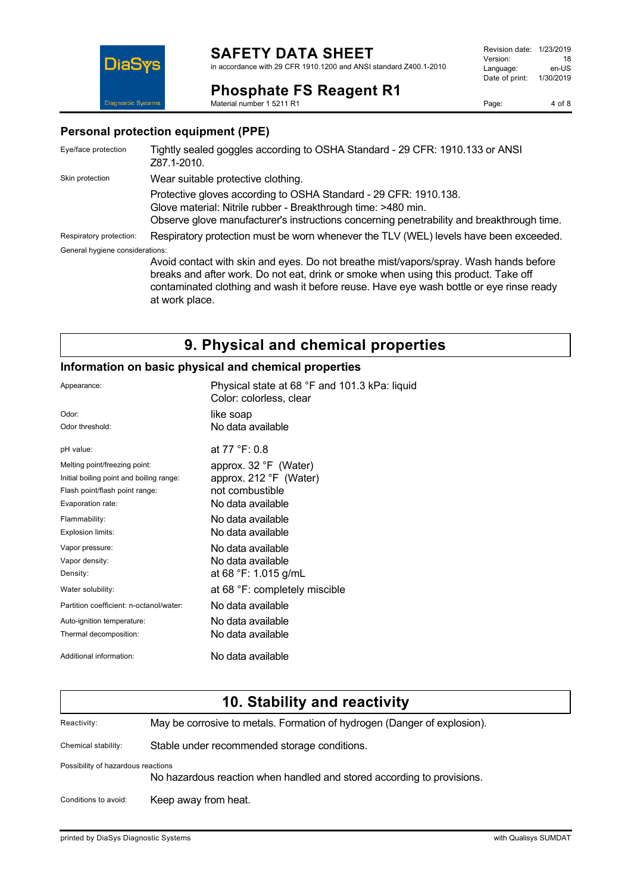### Personal protection equipment (PPE)

| | |
|---|---|
| Eye/face protection | Tightly sealed goggles according to OSHA Standard - 29 CFR: 1910.133 or ANSI Z87.1-2010. |
| Skin protection | Wear suitable protective clothing. |
| | Protective gloves according to OSHA Standard - 29 CFR: 1910.138.<br>Glove material: Nitrile rubber - Breakthrough time: >480 min.<br>Observe glove manufacturer's instructions concerning penetrability and breakthrough time. |
| Respiratory protection: | Respiratory protection must be worn whenever the TLV (WEL) levels have been exceeded. |

General hygiene considerations:

Avoid contact with skin and eyes. Do not breathe mist/vapors/spray. Wash hands before breaks and after work. Do not eat, drink or smoke when using this product. Take off contaminated clothing and wash it before reuse. Have eye wash bottle or eye rinse ready at work place.

## 9. Physical and chemical properties

### Information on basic physical and chemical properties

| | |
|---|---|
| Appearance: | Physical state at 68 °F and 101.3 kPa: liquid<br>Color: colorless, clear |
| Odor: | like soap |
| Odor threshold: | No data available |
| pH value: | at 77 °F: 0.8 |
| Melting point/freezing point: | approx. 32 °F (Water) |
| Initial boiling point and boiling range: | approx. 212 °F (Water) |
| Flash point/flash point range: | not combustible |
| Evaporation rate: | No data available |
| Flammability: | No data available |
| Explosion limits: | No data available |
| Vapor pressure: | No data available |
| Vapor density: | No data available |
| Density: | at 68 °F: 1.015 g/mL |
| Water solubility: | at 68 °F: completely miscible |
| Partition coefficient: n-octanol/water: | No data available |
| Auto-ignition temperature: | No data available |
| Thermal decomposition: | No data available |
| Additional information: | No data available |

## 10. Stability and reactivity

| | |
|---|---|
| Reactivity: | May be corrosive to metals. Formation of hydrogen (Danger of explosion). |
| Chemical stability: | Stable under recommended storage conditions. |

Possibility of hazardous reactions

No hazardous reaction when handled and stored according to provisions.

| | |
|---|---|
| Conditions to avoid: | Keep away from heat. |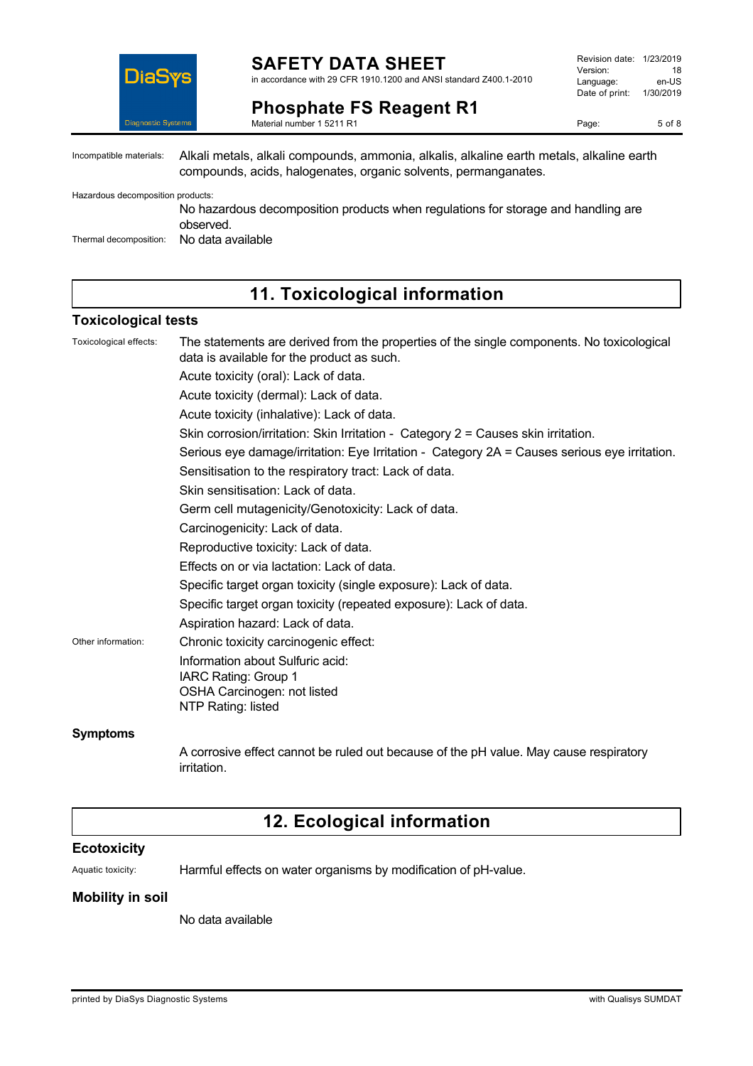Incompatible materials: Alkali metals, alkali compounds, ammonia, alkalis, alkaline earth metals, alkaline earth compounds, acids, halogenates, organic solvents, permanganates.

Hazardous decomposition products:
No hazardous decomposition products when regulations for storage and handling are observed.

Thermal decomposition: No data available

# 11. Toxicological information

## Toxicological tests

Toxicological effects: The statements are derived from the properties of the single components. No toxicological data is available for the product as such.

Acute toxicity (oral): Lack of data.

Acute toxicity (dermal): Lack of data.

Acute toxicity (inhalative): Lack of data.

Skin corrosion/irritation: Skin Irritation - Category 2 = Causes skin irritation.

Serious eye damage/irritation: Eye Irritation - Category 2A = Causes serious eye irritation.

Sensitisation to the respiratory tract: Lack of data.

Skin sensitisation: Lack of data.

Germ cell mutagenicity/Genotoxicity: Lack of data.

Carcinogenicity: Lack of data.

Reproductive toxicity: Lack of data.

Effects on or via lactation: Lack of data.

Specific target organ toxicity (single exposure): Lack of data.

Specific target organ toxicity (repeated exposure): Lack of data.

Aspiration hazard: Lack of data.

Other information: Chronic toxicity carcinogenic effect:

Information about Sulfuric acid:
IARC Rating: Group 1
OSHA Carcinogen: not listed
NTP Rating: listed

## Symptoms

A corrosive effect cannot be ruled out because of the pH value. May cause respiratory irritation.

# 12. Ecological information

## Ecotoxicity

Aquatic toxicity: Harmful effects on water organisms by modification of pH-value.

## Mobility in soil

No data available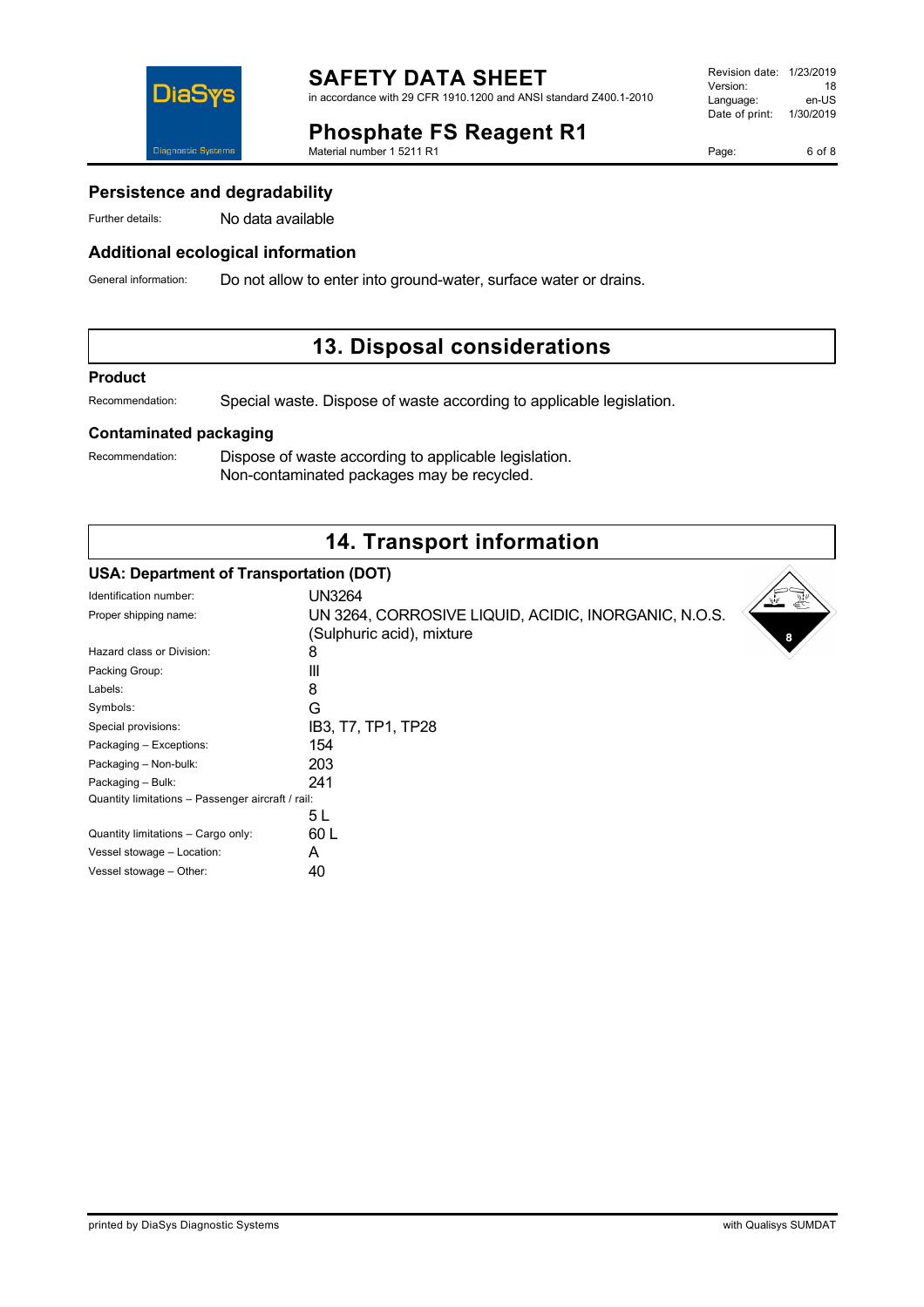### Persistence and degradability

Further details: No data available

### Additional ecological information

General information: Do not allow to enter into ground-water, surface water or drains.

## 13. Disposal considerations

### Product

Recommendation: Special waste. Dispose of waste according to applicable legislation.

### Contaminated packaging

Recommendation: Dispose of waste according to applicable legislation.
Non-contaminated packages may be recycled.

## 14. Transport information

### USA: Department of Transportation (DOT)

| | |
|---|---|
| Identification number: | UN3264 |
| Proper shipping name: | UN 3264, CORROSIVE LIQUID, ACIDIC, INORGANIC, N.O.S. (Sulphuric acid), mixture |
| Hazard class or Division: | 8 |
| Packing Group: | III |
| Labels: | 8 |
| Symbols: | G |
| Special provisions: | IB3, T7, TP1, TP28 |
| Packaging – Exceptions: | 154 |
| Packaging – Non-bulk: | 203 |
| Packaging – Bulk: | 241 |
| Quantity limitations – Passenger aircraft / rail: | 5 L |
| Quantity limitations – Cargo only: | 60 L |
| Vessel stowage – Location: | A |
| Vessel stowage – Other: | 40 |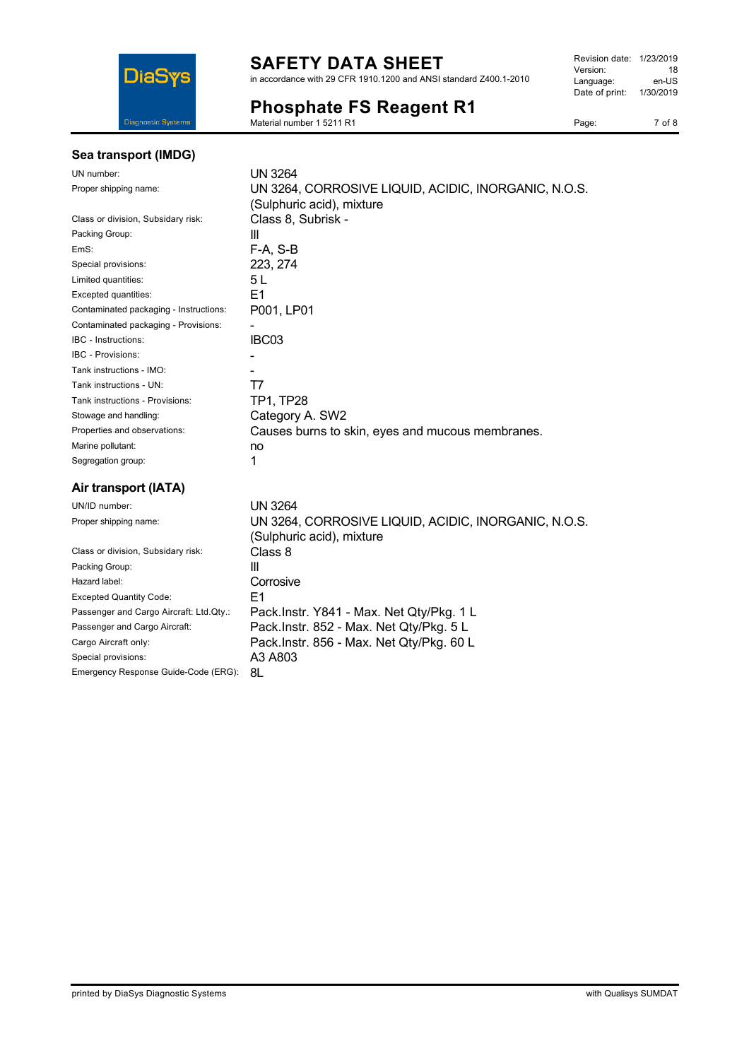### Sea transport (IMDG)

| | |
|---|---|
| UN number: | UN 3264 |
| Proper shipping name: | UN 3264, CORROSIVE LIQUID, ACIDIC, INORGANIC, N.O.S. (Sulphuric acid), mixture |
| Class or division, Subsidary risk: | Class 8, Subrisk - |
| Packing Group: | III |
| EmS: | F-A, S-B |
| Special provisions: | 223, 274 |
| Limited quantities: | 5 L |
| Excepted quantities: | E1 |
| Contaminated packaging - Instructions: | P001, LP01 |
| Contaminated packaging - Provisions: | - |
| IBC - Instructions: | IBC03 |
| IBC - Provisions: | - |
| Tank instructions - IMO: | - |
| Tank instructions - UN: | T7 |
| Tank instructions - Provisions: | TP1, TP28 |
| Stowage and handling: | Category A. SW2 |
| Properties and observations: | Causes burns to skin, eyes and mucous membranes. |
| Marine pollutant: | no |
| Segregation group: | 1 |

### Air transport (IATA)

| | |
|---|---|
| UN/ID number: | UN 3264 |
| Proper shipping name: | UN 3264, CORROSIVE LIQUID, ACIDIC, INORGANIC, N.O.S. (Sulphuric acid), mixture |
| Class or division, Subsidary risk: | Class 8 |
| Packing Group: | III |
| Hazard label: | Corrosive |
| Excepted Quantity Code: | E1 |
| Passenger and Cargo Aircraft: Ltd.Qty.: | Pack.Instr. Y841 - Max. Net Qty/Pkg. 1 L |
| Passenger and Cargo Aircraft: | Pack.Instr. 852 - Max. Net Qty/Pkg. 5 L |
| Cargo Aircraft only: | Pack.Instr. 856 - Max. Net Qty/Pkg. 60 L |
| Special provisions: | A3 A803 |
| Emergency Response Guide-Code (ERG): | 8L |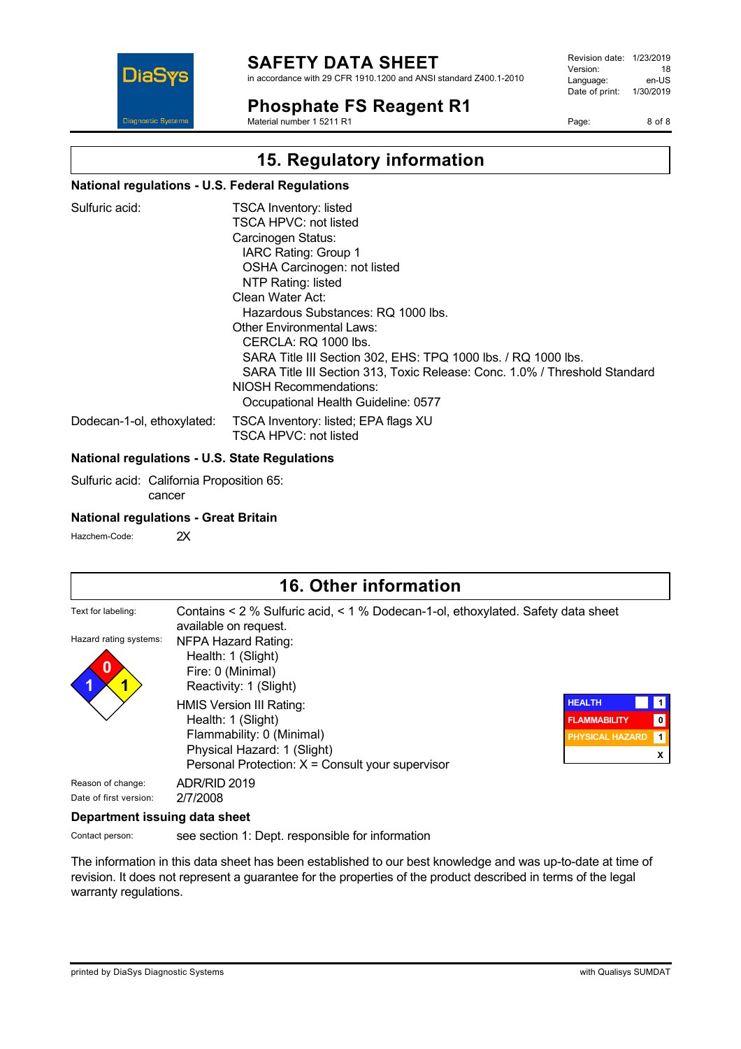## 15. Regulatory information

### National regulations - U.S. Federal Regulations

Sulfuric acid:
TSCA Inventory: listed
TSCA HPVC: not listed
Carcinogen Status:
  IARC Rating: Group 1
  OSHA Carcinogen: not listed
  NTP Rating: listed
Clean Water Act:
  Hazardous Substances: RQ 1000 lbs.
Other Environmental Laws:
  CERCLA: RQ 1000 lbs.
  SARA Title III Section 302, EHS: TPQ 1000 lbs. / RQ 1000 lbs.
  SARA Title III Section 313, Toxic Release: Conc. 1.0% / Threshold Standard
NIOSH Recommendations:
  Occupational Health Guideline: 0577

Dodecan-1-ol, ethoxylated:
TSCA Inventory: listed; EPA flags XU
TSCA HPVC: not listed

### National regulations - U.S. State Regulations

Sulfuric acid: California Proposition 65:
cancer

### National regulations - Great Britain

Hazchem-Code: 2X

## 16. Other information

Text for labeling: Contains < 2 % Sulfuric acid, < 1 % Dodecan-1-ol, ethoxylated. Safety data sheet available on request.

Hazard rating systems:

NFPA Hazard Rating:
  Health: 1 (Slight)
  Fire: 0 (Minimal)
  Reactivity: 1 (Slight)

0
1 1

HMIS Version III Rating:
  Health: 1 (Slight)
  Flammability: 0 (Minimal)
  Physical Hazard: 1 (Slight)
  Personal Protection: X = Consult your supervisor

| | |
|---|---|
| HEALTH | 1 |
| FLAMMABILITY | 0 |
| PHYSICAL HAZARD | 1 |
| | X |

Reason of change: ADR/RID 2019

Date of first version: 2/7/2008

### Department issuing data sheet

Contact person: see section 1: Dept. responsible for information

The information in this data sheet has been established to our best knowledge and was up-to-date at time of revision. It does not represent a guarantee for the properties of the product described in terms of the legal warranty regulations.